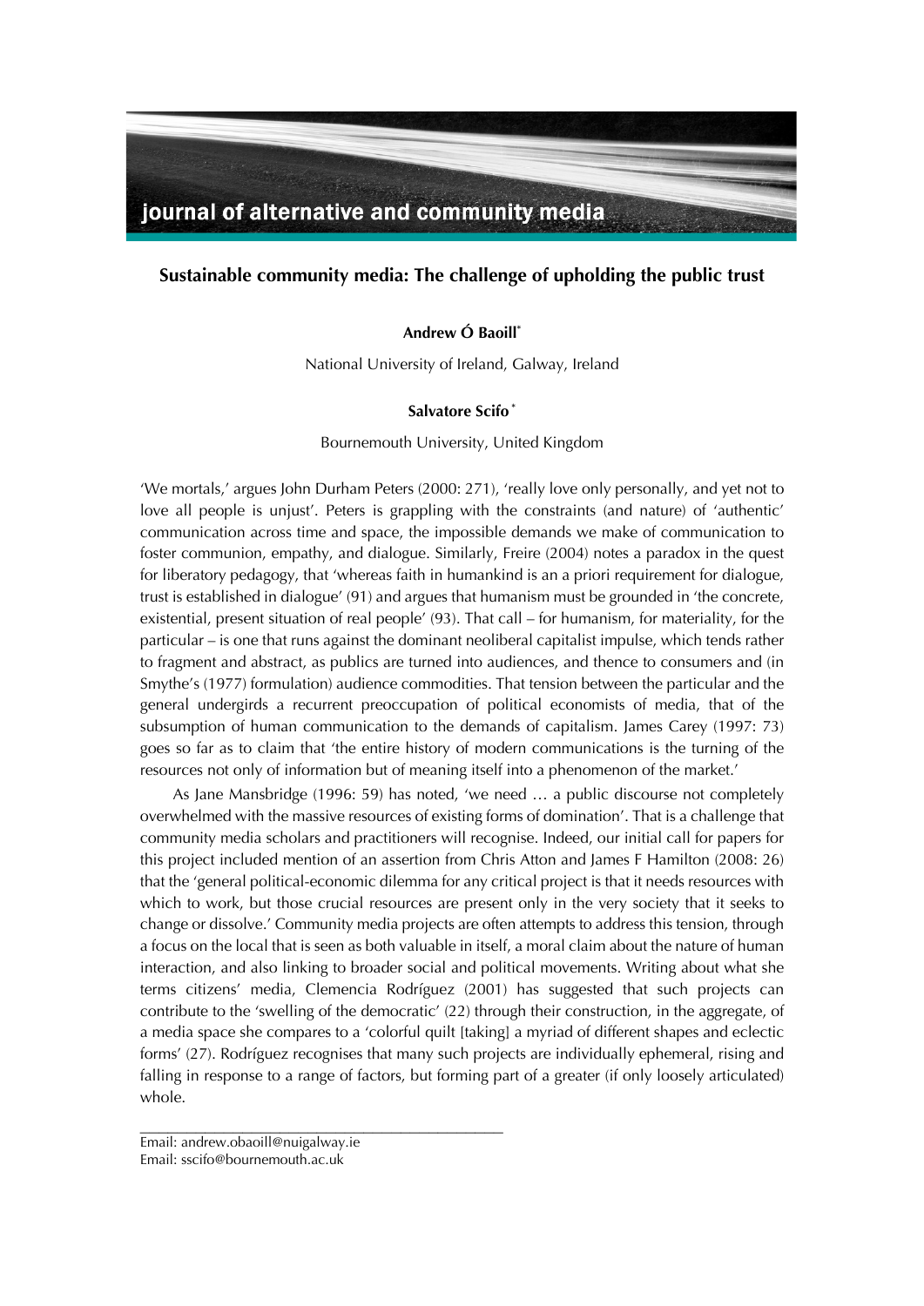journal of alternative and community media

# Sustainable community media: The challenge of upholding the public trust

**Andrew Ó Baoill**[*]

National University of Ireland, Galway, Ireland

**Salvatore Scifo** [*]

Bournemouth University, United Kingdom

'We mortals,' argues John Durham Peters (2000: 271), 'really love only personally, and yet not to love all people is unjust'. Peters is grappling with the constraints (and nature) of 'authentic' communication across time and space, the impossible demands we make of communication to foster communion, empathy, and dialogue. Similarly, Freire (2004) notes a paradox in the quest for liberatory pedagogy, that 'whereas faith in humankind is an a priori requirement for dialogue, trust is established in dialogue' (91) and argues that humanism must be grounded in 'the concrete, existential, present situation of real people' (93). That call – for humanism, for materiality, for the particular – is one that runs against the dominant neoliberal capitalist impulse, which tends rather to fragment and abstract, as publics are turned into audiences, and thence to consumers and (in Smythe's (1977) formulation) audience commodities. That tension between the particular and the general undergirds a recurrent preoccupation of political economists of media, that of the subsumption of human communication to the demands of capitalism. James Carey (1997: 73) goes so far as to claim that 'the entire history of modern communications is the turning of the resources not only of information but of meaning itself into a phenomenon of the market.'

As Jane Mansbridge (1996: 59) has noted, 'we need … a public discourse not completely overwhelmed with the massive resources of existing forms of domination'. That is a challenge that community media scholars and practitioners will recognise. Indeed, our initial call for papers for this project included mention of an assertion from Chris Atton and James F Hamilton (2008: 26) that the 'general political-economic dilemma for any critical project is that it needs resources with which to work, but those crucial resources are present only in the very society that it seeks to change or dissolve.' Community media projects are often attempts to address this tension, through a focus on the local that is seen as both valuable in itself, a moral claim about the nature of human interaction, and also linking to broader social and political movements. Writing about what she terms citizens' media, Clemencia Rodríguez (2001) has suggested that such projects can contribute to the 'swelling of the democratic' (22) through their construction, in the aggregate, of a media space she compares to a 'colorful quilt [taking] a myriad of different shapes and eclectic forms' (27). Rodríguez recognises that many such projects are individually ephemeral, rising and falling in response to a range of factors, but forming part of a greater (if only loosely articulated) whole.

---

Email: andrew.obaoill@nuigalway.ie
Email: sscifo@bournemouth.ac.uk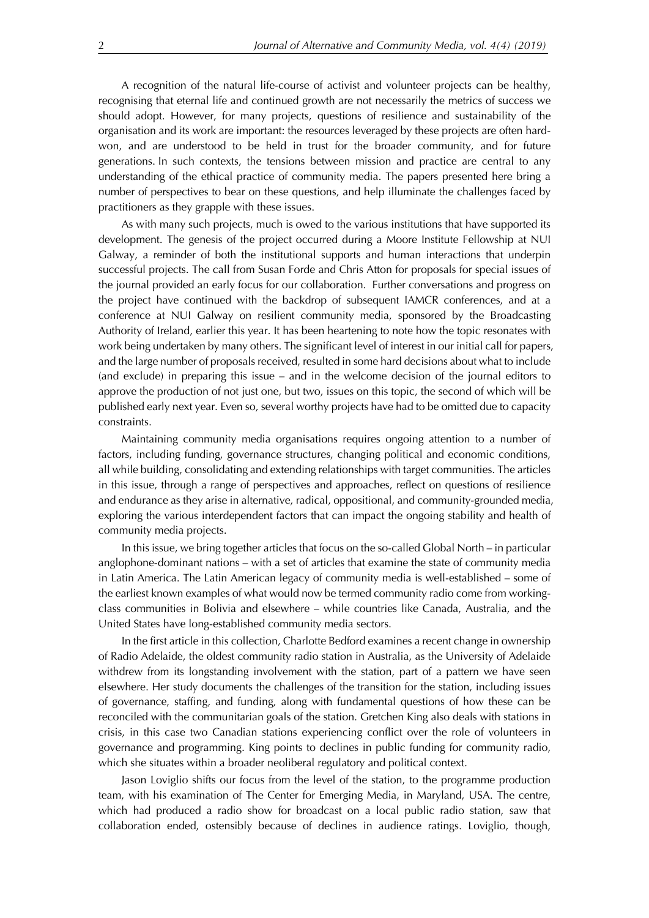A recognition of the natural life-course of activist and volunteer projects can be healthy, recognising that eternal life and continued growth are not necessarily the metrics of success we should adopt. However, for many projects, questions of resilience and sustainability of the organisation and its work are important: the resources leveraged by these projects are often hard-won, and are understood to be held in trust for the broader community, and for future generations. In such contexts, the tensions between mission and practice are central to any understanding of the ethical practice of community media. The papers presented here bring a number of perspectives to bear on these questions, and help illuminate the challenges faced by practitioners as they grapple with these issues.

As with many such projects, much is owed to the various institutions that have supported its development. The genesis of the project occurred during a Moore Institute Fellowship at NUI Galway, a reminder of both the institutional supports and human interactions that underpin successful projects. The call from Susan Forde and Chris Atton for proposals for special issues of the journal provided an early focus for our collaboration. Further conversations and progress on the project have continued with the backdrop of subsequent IAMCR conferences, and at a conference at NUI Galway on resilient community media, sponsored by the Broadcasting Authority of Ireland, earlier this year. It has been heartening to note how the topic resonates with work being undertaken by many others. The significant level of interest in our initial call for papers, and the large number of proposals received, resulted in some hard decisions about what to include (and exclude) in preparing this issue – and in the welcome decision of the journal editors to approve the production of not just one, but two, issues on this topic, the second of which will be published early next year. Even so, several worthy projects have had to be omitted due to capacity constraints.

Maintaining community media organisations requires ongoing attention to a number of factors, including funding, governance structures, changing political and economic conditions, all while building, consolidating and extending relationships with target communities. The articles in this issue, through a range of perspectives and approaches, reflect on questions of resilience and endurance as they arise in alternative, radical, oppositional, and community-grounded media, exploring the various interdependent factors that can impact the ongoing stability and health of community media projects.

In this issue, we bring together articles that focus on the so-called Global North – in particular anglophone-dominant nations – with a set of articles that examine the state of community media in Latin America. The Latin American legacy of community media is well-established – some of the earliest known examples of what would now be termed community radio come from working-class communities in Bolivia and elsewhere – while countries like Canada, Australia, and the United States have long-established community media sectors.

In the first article in this collection, Charlotte Bedford examines a recent change in ownership of Radio Adelaide, the oldest community radio station in Australia, as the University of Adelaide withdrew from its longstanding involvement with the station, part of a pattern we have seen elsewhere. Her study documents the challenges of the transition for the station, including issues of governance, staffing, and funding, along with fundamental questions of how these can be reconciled with the communitarian goals of the station. Gretchen King also deals with stations in crisis, in this case two Canadian stations experiencing conflict over the role of volunteers in governance and programming. King points to declines in public funding for community radio, which she situates within a broader neoliberal regulatory and political context.

Jason Loviglio shifts our focus from the level of the station, to the programme production team, with his examination of The Center for Emerging Media, in Maryland, USA. The centre, which had produced a radio show for broadcast on a local public radio station, saw that collaboration ended, ostensibly because of declines in audience ratings. Loviglio, though,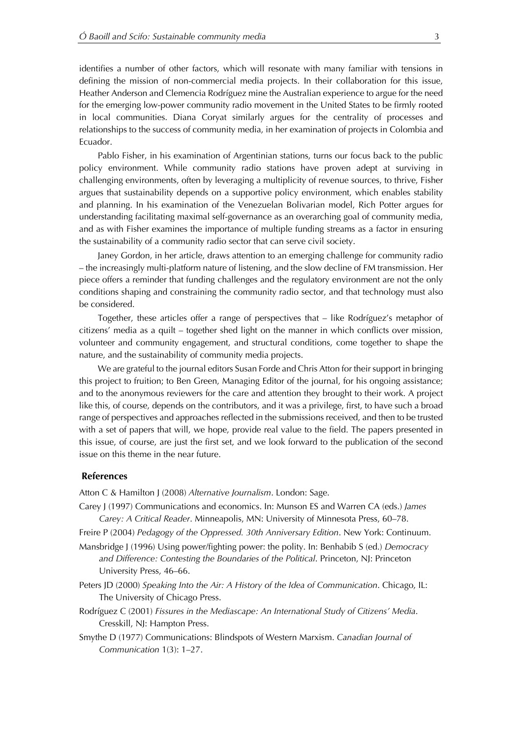identifies a number of other factors, which will resonate with many familiar with tensions in defining the mission of non-commercial media projects. In their collaboration for this issue, Heather Anderson and Clemencia Rodríguez mine the Australian experience to argue for the need for the emerging low-power community radio movement in the United States to be firmly rooted in local communities. Diana Coryat similarly argues for the centrality of processes and relationships to the success of community media, in her examination of projects in Colombia and Ecuador.

Pablo Fisher, in his examination of Argentinian stations, turns our focus back to the public policy environment. While community radio stations have proven adept at surviving in challenging environments, often by leveraging a multiplicity of revenue sources, to thrive, Fisher argues that sustainability depends on a supportive policy environment, which enables stability and planning. In his examination of the Venezuelan Bolivarian model, Rich Potter argues for understanding facilitating maximal self-governance as an overarching goal of community media, and as with Fisher examines the importance of multiple funding streams as a factor in ensuring the sustainability of a community radio sector that can serve civil society.

Janey Gordon, in her article, draws attention to an emerging challenge for community radio – the increasingly multi-platform nature of listening, and the slow decline of FM transmission. Her piece offers a reminder that funding challenges and the regulatory environment are not the only conditions shaping and constraining the community radio sector, and that technology must also be considered.

Together, these articles offer a range of perspectives that – like Rodríguez's metaphor of citizens' media as a quilt – together shed light on the manner in which conflicts over mission, volunteer and community engagement, and structural conditions, come together to shape the nature, and the sustainability of community media projects.

We are grateful to the journal editors Susan Forde and Chris Atton for their support in bringing this project to fruition; to Ben Green, Managing Editor of the journal, for his ongoing assistance; and to the anonymous reviewers for the care and attention they brought to their work. A project like this, of course, depends on the contributors, and it was a privilege, first, to have such a broad range of perspectives and approaches reflected in the submissions received, and then to be trusted with a set of papers that will, we hope, provide real value to the field. The papers presented in this issue, of course, are just the first set, and we look forward to the publication of the second issue on this theme in the near future.

## References

Atton C & Hamilton J (2008) *Alternative Journalism*. London: Sage.

Carey J (1997) Communications and economics. In: Munson ES and Warren CA (eds.) *James Carey: A Critical Reader*. Minneapolis, MN: University of Minnesota Press, 60–78.

Freire P (2004) *Pedagogy of the Oppressed. 30th Anniversary Edition*. New York: Continuum.

Mansbridge J (1996) Using power/fighting power: the polity. In: Benhabib S (ed.) *Democracy and Difference: Contesting the Boundaries of the Political*. Princeton, NJ: Princeton University Press, 46–66.

Peters JD (2000) *Speaking Into the Air: A History of the Idea of Communication*. Chicago, IL: The University of Chicago Press.

Rodríguez C (2001) *Fissures in the Mediascape: An International Study of Citizens' Media*. Cresskill, NJ: Hampton Press.

Smythe D (1977) Communications: Blindspots of Western Marxism. *Canadian Journal of Communication* 1(3): 1–27.